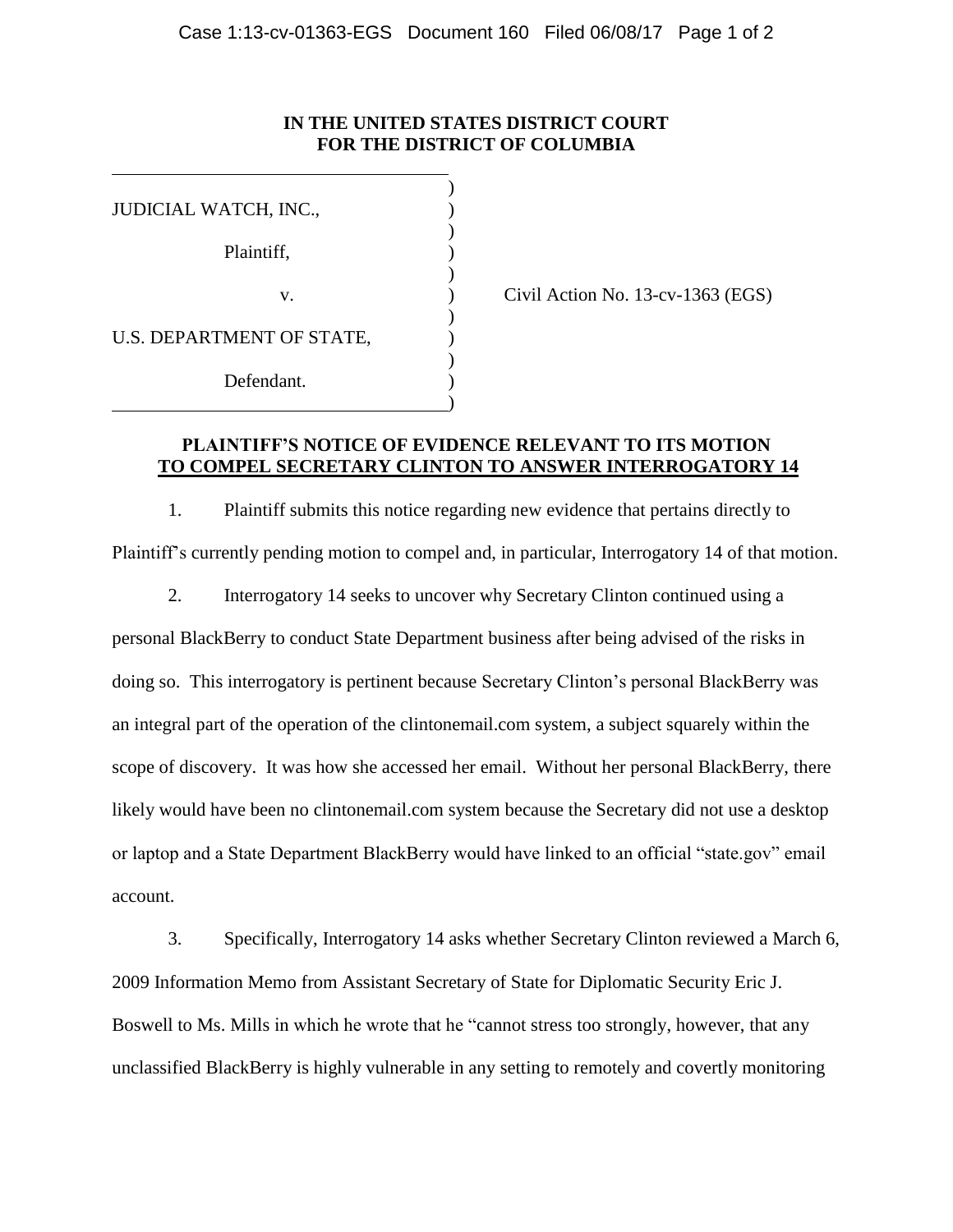**IN THE UNITED STATES DISTRICT COURT**
**FOR THE DISTRICT OF COLUMBIA**

JUDICIAL WATCH, INC.,

Plaintiff,

v.

U.S. DEPARTMENT OF STATE,

Defendant.

Civil Action No. 13-cv-1363 (EGS)

**PLAINTIFF'S NOTICE OF EVIDENCE RELEVANT TO ITS MOTION TO COMPEL SECRETARY CLINTON TO ANSWER INTERROGATORY 14**

1. Plaintiff submits this notice regarding new evidence that pertains directly to Plaintiff's currently pending motion to compel and, in particular, Interrogatory 14 of that motion.

2. Interrogatory 14 seeks to uncover why Secretary Clinton continued using a personal BlackBerry to conduct State Department business after being advised of the risks in doing so. This interrogatory is pertinent because Secretary Clinton's personal BlackBerry was an integral part of the operation of the clintonemail.com system, a subject squarely within the scope of discovery. It was how she accessed her email. Without her personal BlackBerry, there likely would have been no clintonemail.com system because the Secretary did not use a desktop or laptop and a State Department BlackBerry would have linked to an official "state.gov" email account.

3. Specifically, Interrogatory 14 asks whether Secretary Clinton reviewed a March 6, 2009 Information Memo from Assistant Secretary of State for Diplomatic Security Eric J. Boswell to Ms. Mills in which he wrote that he "cannot stress too strongly, however, that any unclassified BlackBerry is highly vulnerable in any setting to remotely and covertly monitoring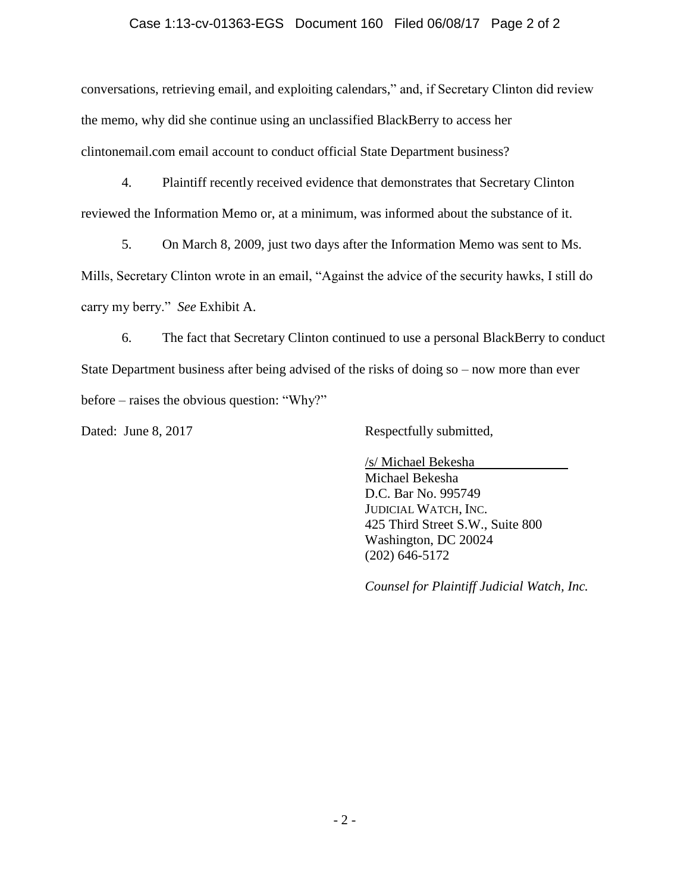conversations, retrieving email, and exploiting calendars," and, if Secretary Clinton did review the memo, why did she continue using an unclassified BlackBerry to access her clintonemail.com email account to conduct official State Department business?

4. Plaintiff recently received evidence that demonstrates that Secretary Clinton reviewed the Information Memo or, at a minimum, was informed about the substance of it.

5. On March 8, 2009, just two days after the Information Memo was sent to Ms. Mills, Secretary Clinton wrote in an email, "Against the advice of the security hawks, I still do carry my berry." *See* Exhibit A.

6. The fact that Secretary Clinton continued to use a personal BlackBerry to conduct State Department business after being advised of the risks of doing so – now more than ever before – raises the obvious question: "Why?"

Dated: June 8, 2017

Respectfully submitted,

/s/ Michael Bekesha
Michael Bekesha
D.C. Bar No. 995749
JUDICIAL WATCH, INC.
425 Third Street S.W., Suite 800
Washington, DC 20024
(202) 646-5172

*Counsel for Plaintiff Judicial Watch, Inc.*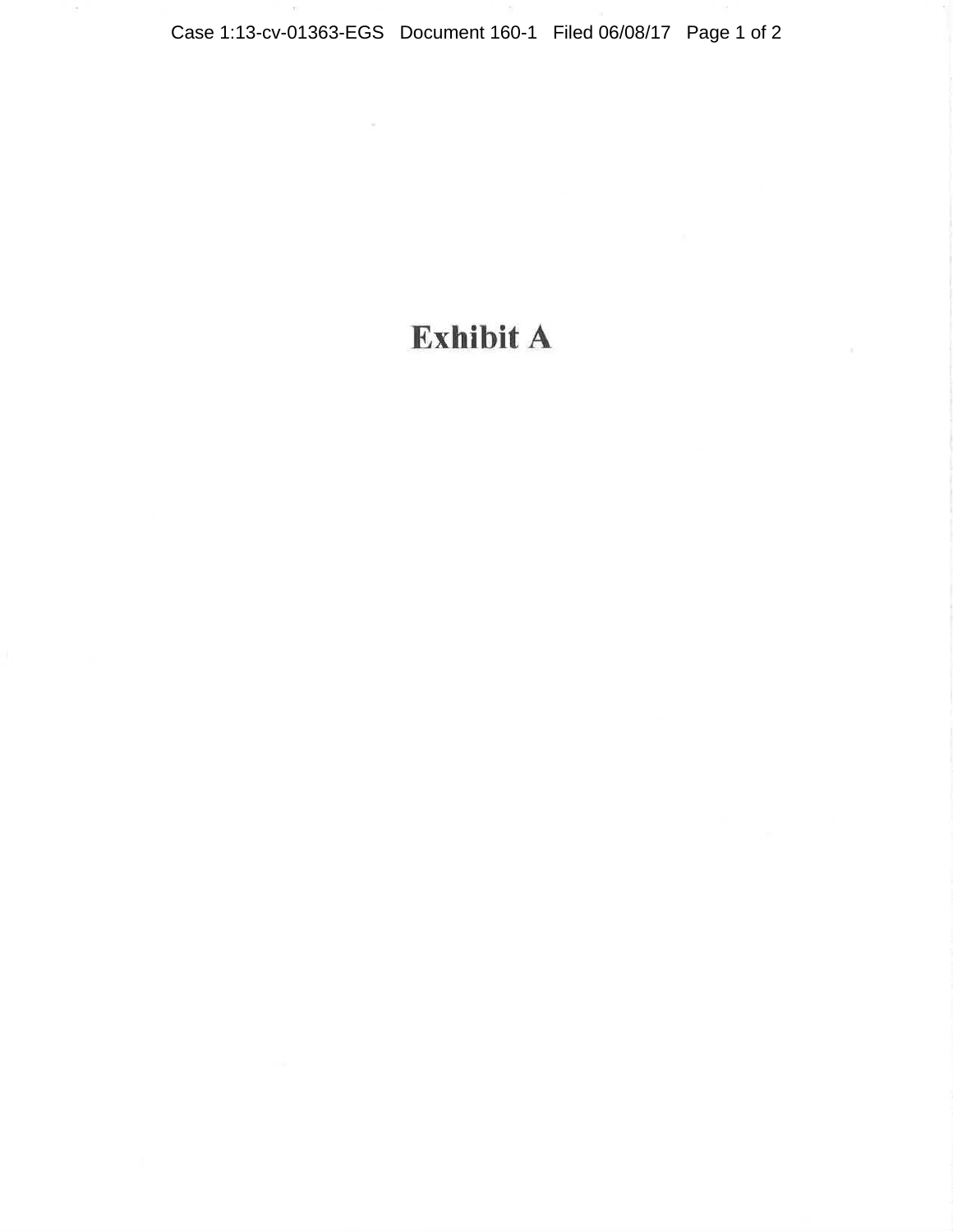# Exhibit A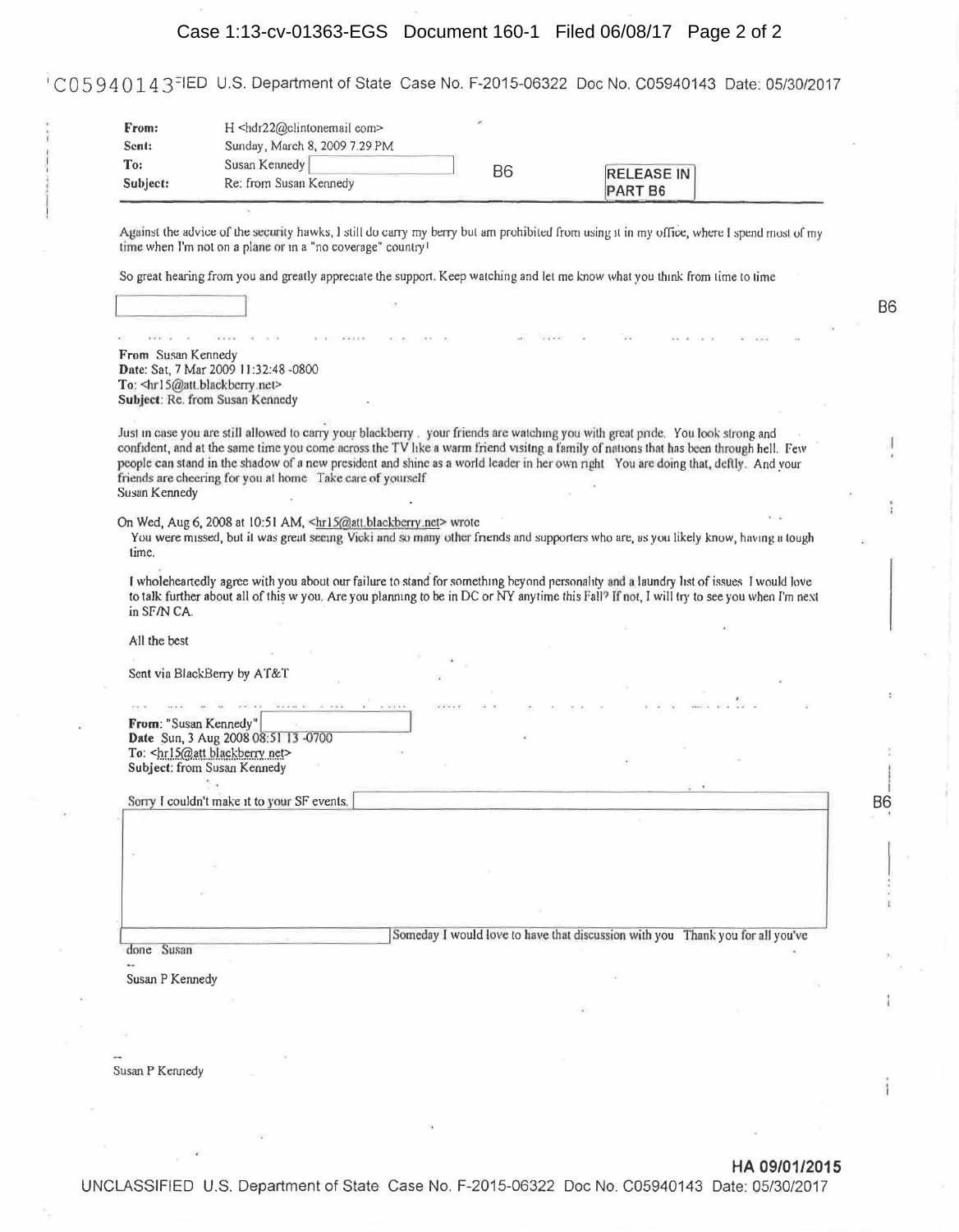C05940143 U.S. Department of State Case No. F-2015-06322 Doc No. C05940143 Date: 05/30/2017

| | |
|---|---|
| **From:** | H <hdr22@clintonemail com> |
| **Sent:** | Sunday, March 8, 2009 7.29 PM |
| **To:** | Susan Kennedy [B6] |
| **Subject:** | Re: from Susan Kennedy |

RELEASE IN PART B6

Against the advice of the security hawks, I still do carry my berry but am prohibited from using it in my office, where I spend most of my time when I'm not on a plane or in a "no coverage" country!

So great hearing from you and greatly appreciate the support. Keep watching and let me know what you think from time to time

[B6]

**From** Susan Kennedy
**Date**: Sat, 7 Mar 2009 11:32:48 -0800
**To**: <hr15@att.blackberry.net>
**Subject**: Re. from Susan Kennedy

Just in case you are still allowed to carry your blackberry . your friends are watching you with great pride. You look strong and confident, and at the same time you come across the TV like a warm friend visitng a family of nations that has been through hell. Few people can stand in the shadow of a new president and shine as a world leader in her own right You are doing that, deftly. And your friends are cheering for you at home Take care of yourself
Susan Kennedy

On Wed, Aug 6, 2008 at 10:51 AM, <hr15@att.blackberry.net> wrote

You were missed, but it was great seeing Vicki and so many other friends and supporters who are, as you likely know, having a tough time.

I wholeheartedly agree with you about our failure to stand for something beyond personality and a laundry list of issues I would love to talk further about all of this w you. Are you planning to be in DC or NY anytime this Fall? If not, I will try to see you when I'm next in SF/N CA.

All the best

Sent via BlackBerry by AT&T

**From**: "Susan Kennedy" [B6]
**Date** Sun, 3 Aug 2008 08:51 13 -0700
**To**: <hr15@att.blackberry.net>
**Subject**: from Susan Kennedy

Sorry I couldn't make it to your SF events. [B6]

[B6] Someday I would love to have that discussion with you Thank you for all you've done Susan

--
Susan P Kennedy

--
Susan P Kennedy

HA 09/01/2015

UNCLASSIFIED U.S. Department of State Case No. F-2015-06322 Doc No. C05940143 Date: 05/30/2017